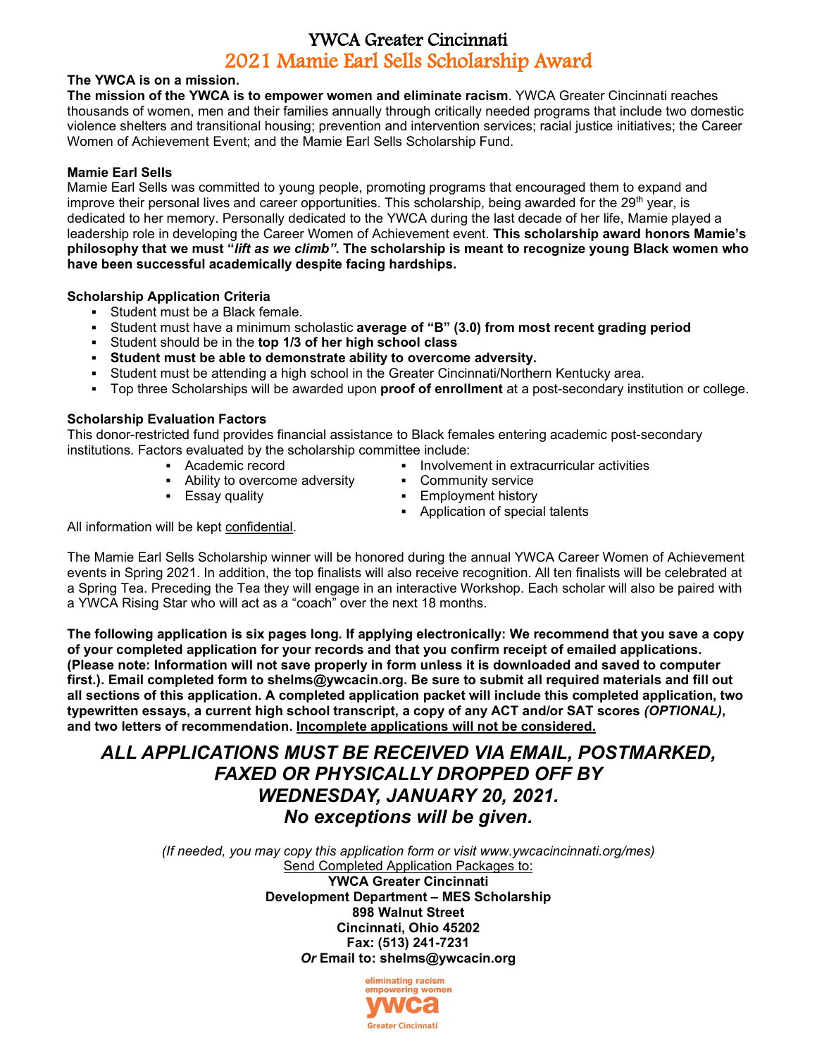# YWCA Greater Cincinnati
## 2021 Mamie Earl Sells Scholarship Award

**The YWCA is on a mission.**

**The mission of the YWCA is to empower women and eliminate racism**. YWCA Greater Cincinnati reaches thousands of women, men and their families annually through critically needed programs that include two domestic violence shelters and transitional housing; prevention and intervention services; racial justice initiatives; the Career Women of Achievement Event; and the Mamie Earl Sells Scholarship Fund.

**Mamie Earl Sells**

Mamie Earl Sells was committed to young people, promoting programs that encouraged them to expand and improve their personal lives and career opportunities. This scholarship, being awarded for the 29th year, is dedicated to her memory. Personally dedicated to the YWCA during the last decade of her life, Mamie played a leadership role in developing the Career Women of Achievement event. **This scholarship award honors Mamie's philosophy that we must "*lift as we climb".* The scholarship is meant to recognize young Black women who have been successful academically despite facing hardships.**

**Scholarship Application Criteria**

- Student must be a Black female.
- Student must have a minimum scholastic **average of "B" (3.0) from most recent grading period**
- Student should be in the **top 1/3 of her high school class**
- **Student must be able to demonstrate ability to overcome adversity.**
- Student must be attending a high school in the Greater Cincinnati/Northern Kentucky area.
- Top three Scholarships will be awarded upon **proof of enrollment** at a post-secondary institution or college.

**Scholarship Evaluation Factors**

This donor-restricted fund provides financial assistance to Black females entering academic post-secondary institutions. Factors evaluated by the scholarship committee include:

- Academic record
- Ability to overcome adversity
- Essay quality
- Involvement in extracurricular activities
- Community service
- Employment history
- Application of special talents

All information will be kept confidential.

The Mamie Earl Sells Scholarship winner will be honored during the annual YWCA Career Women of Achievement events in Spring 2021. In addition, the top finalists will also receive recognition. All ten finalists will be celebrated at a Spring Tea. Preceding the Tea they will engage in an interactive Workshop. Each scholar will also be paired with a YWCA Rising Star who will act as a "coach" over the next 18 months.

**The following application is six pages long. If applying electronically: We recommend that you save a copy of your completed application for your records and that you confirm receipt of emailed applications. (Please note: Information will not save properly in form unless it is downloaded and saved to computer first.). Email completed form to shelms@ywcacin.org. Be sure to submit all required materials and fill out all sections of this application. A completed application packet will include this completed application, two typewritten essays, a current high school transcript, a copy of any ACT and/or SAT scores *(OPTIONAL)*, and two letters of recommendation. Incomplete applications will not be considered.**

***ALL APPLICATIONS MUST BE RECEIVED VIA EMAIL, POSTMARKED, FAXED OR PHYSICALLY DROPPED OFF BY WEDNESDAY, JANUARY 20, 2021. No exceptions will be given.***

*(If needed, you may copy this application form or visit www.ywcacincinnati.org/mes)*

Send Completed Application Packages to:

**YWCA Greater Cincinnati**
**Development Department – MES Scholarship**
**898 Walnut Street**
**Cincinnati, Ohio 45202**
**Fax: (513) 241-7231**
***Or* Email to: shelms@ywcacin.org**

eliminating racism
empowering women
ywca
Greater Cincinnati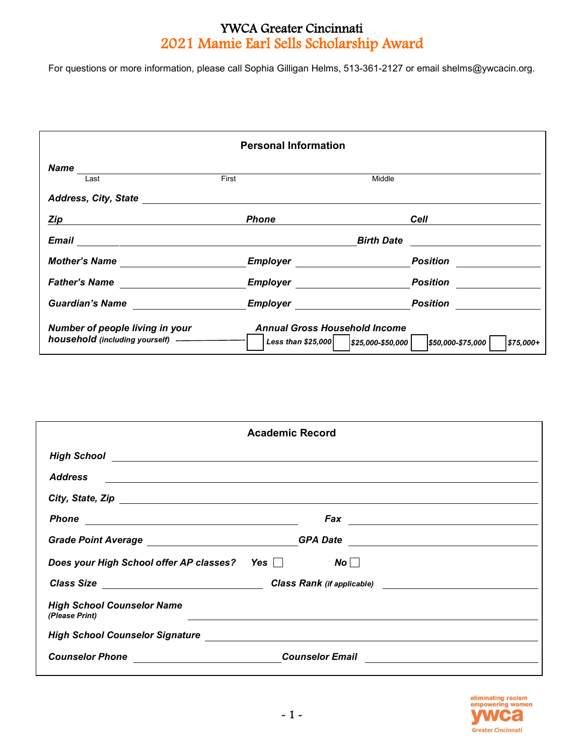# YWCA Greater Cincinnati

## 2021 Mamie Earl Sells Scholarship Award

For questions or more information, please call Sophia Gilligan Helms, 513-361-2127 or email shelms@ywcacin.org.

### Personal Information

***Name*** ______________________________________________
Last  First  Middle

***Address, City, State*** ______________________________________________

***Zip*** ____________ ***Phone*** ____________ ***Cell*** ____________

***Email*** ______________________ ***Birth Date*** ____________

***Mother's Name*** ____________ ***Employer*** ____________ ***Position*** ____________

***Father's Name*** ____________ ***Employer*** ____________ ***Position*** ____________

***Guardian's Name*** ____________ ***Employer*** ____________ ***Position*** ____________

***Number of people living in your household*** *(including yourself)* ____________

***Annual Gross Household Income***

☐ *Less than $25,000* ☐ *$25,000-$50,000* ☐ *$50,000-$75,000* ☐ *$75,000+*

### Academic Record

***High School*** ______________________________________________

***Address*** ______________________________________________

***City, State, Zip*** ______________________________________________

***Phone*** ____________ ***Fax*** ____________

***Grade Point Average*** ____________ ***GPA Date*** ____________

***Does your High School offer AP classes?*** ***Yes*** ☐ ***No*** ☐

***Class Size*** ____________ ***Class Rank*** *(if applicable)* ____________

***High School Counselor Name*** *(Please Print)* ______________________________________________

***High School Counselor Signature*** ______________________________________________

***Counselor Phone*** ____________ ***Counselor Email*** ____________

eliminating racism
empowering women
ywca
Greater Cincinnati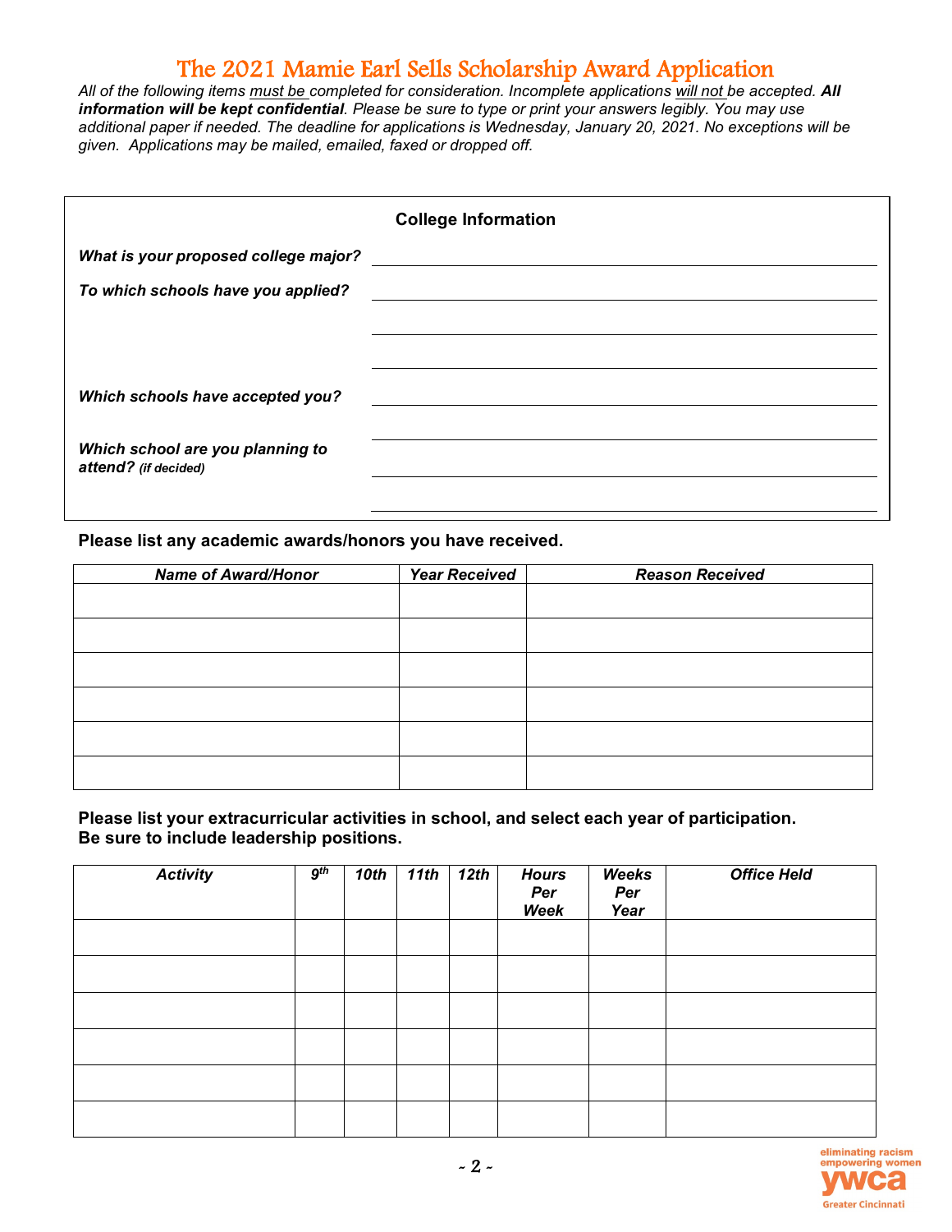# The 2021 Mamie Earl Sells Scholarship Award Application

*All of the following items <u>must be</u> completed for consideration. Incomplete applications <u>will not</u> be accepted.* ***All information will be kept confidential****. Please be sure to type or print your answers legibly. You may use additional paper if needed. The deadline for applications is Wednesday, January 20, 2021. No exceptions will be given. Applications may be mailed, emailed, faxed or dropped off.*

## College Information

***What is your proposed college major?*** ______________________________

***To which schools have you applied?*** ______________________________

______________________________

______________________________

***Which schools have accepted you?*** ______________________________

______________________________

***Which school are you planning to attend?*** ***(if decided)*** ______________________________

______________________________

**Please list any academic awards/honors you have received.**

| *Name of Award/Honor* | *Year Received* | *Reason Received* |
|---|---|---|
| | | |
| | | |
| | | |
| | | |
| | | |
| | | |

**Please list your extracurricular activities in school, and select each year of participation. Be sure to include leadership positions.**

| *Activity* | *9th* | *10th* | *11th* | *12th* | *Hours Per Week* | *Weeks Per Year* | *Office Held* |
|---|---|---|---|---|---|---|---|
| | | | | | | | |
| | | | | | | | |
| | | | | | | | |
| | | | | | | | |
| | | | | | | | |
| | | | | | | | |

eliminating racism
empowering women
ywca
Greater Cincinnati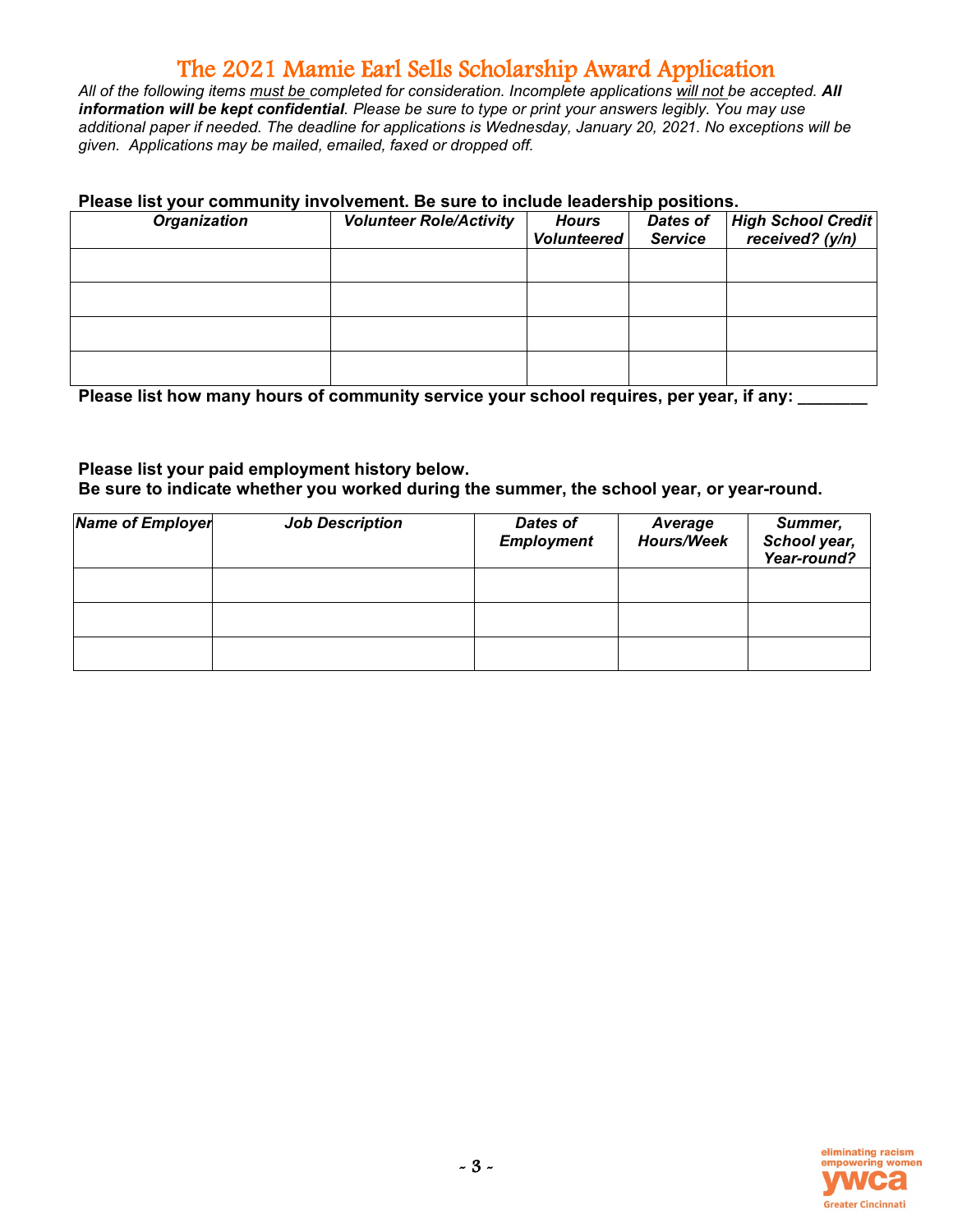# The 2021 Mamie Earl Sells Scholarship Award Application

*All of the following items must be completed for consideration. Incomplete applications will not be accepted.* ***All information will be kept confidential****. Please be sure to type or print your answers legibly. You may use additional paper if needed. The deadline for applications is Wednesday, January 20, 2021. No exceptions will be given. Applications may be mailed, emailed, faxed or dropped off.*

**Please list your community involvement. Be sure to include leadership positions.**

| *Organization* | *Volunteer Role/Activity* | *Hours Volunteered* | *Dates of Service* | *High School Credit received? (y/n)* |
|---|---|---|---|---|
| | | | | |
| | | | | |
| | | | | |
| | | | | |

**Please list how many hours of community service your school requires, per year, if any: _______**

**Please list your paid employment history below.**
**Be sure to indicate whether you worked during the summer, the school year, or year-round.**

| *Name of Employer* | *Job Description* | *Dates of Employment* | *Average Hours/Week* | *Summer, School year, Year-round?* |
|---|---|---|---|---|
| | | | | |
| | | | | |
| | | | | |

eliminating racism
empowering women
ywca
Greater Cincinnati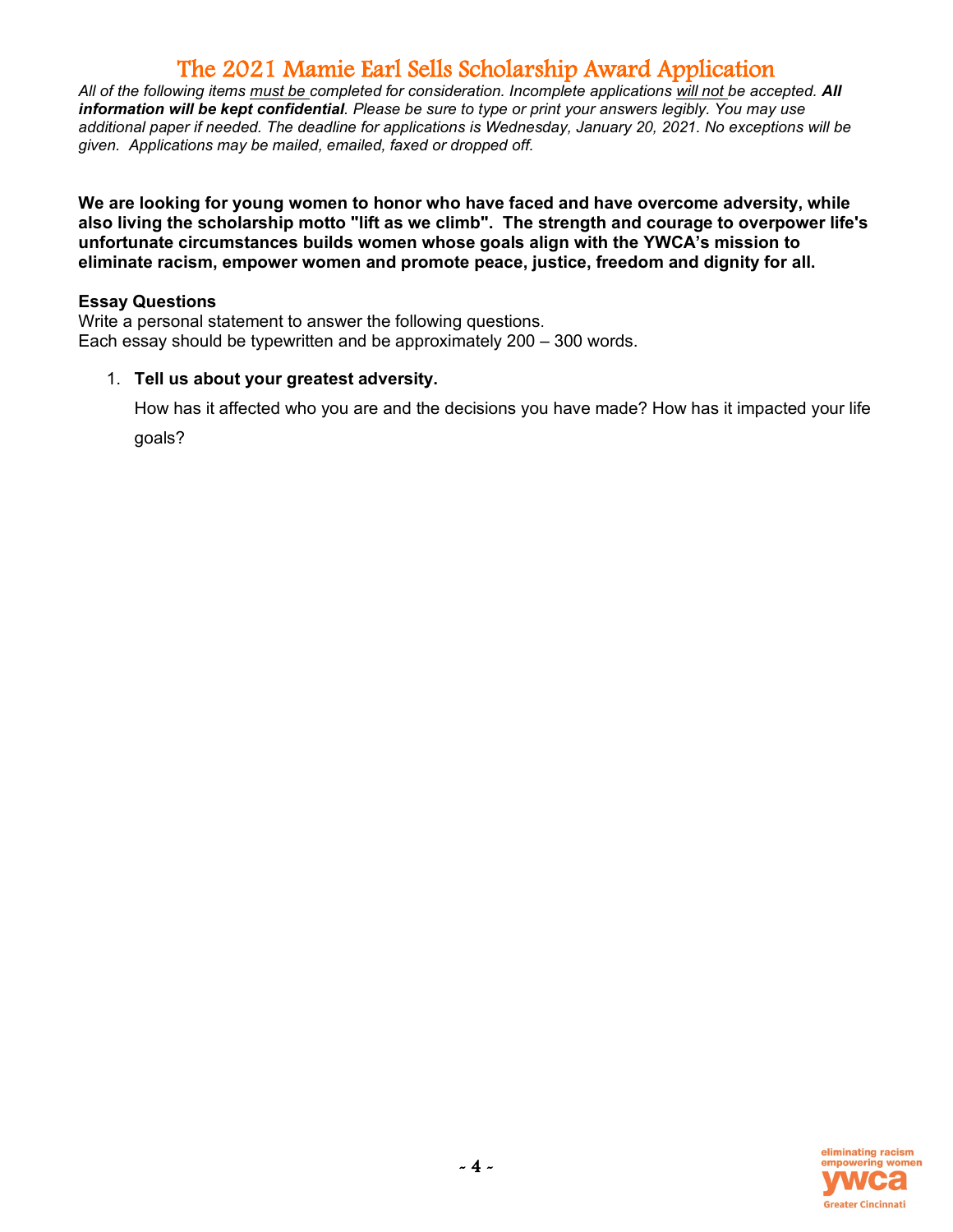# The 2021 Mamie Earl Sells Scholarship Award Application

*All of the following items <u>must be</u> completed for consideration. Incomplete applications <u>will not</u> be accepted.* ***All information will be kept confidential****. Please be sure to type or print your answers legibly. You may use additional paper if needed. The deadline for applications is Wednesday, January 20, 2021. No exceptions will be given. Applications may be mailed, emailed, faxed or dropped off.*

**We are looking for young women to honor who have faced and have overcome adversity, while also living the scholarship motto "lift as we climb". The strength and courage to overpower life's unfortunate circumstances builds women whose goals align with the YWCA's mission to eliminate racism, empower women and promote peace, justice, freedom and dignity for all.**

**Essay Questions**

Write a personal statement to answer the following questions.
Each essay should be typewritten and be approximately 200 – 300 words.

1. **Tell us about your greatest adversity.**

   How has it affected who you are and the decisions you have made? How has it impacted your life goals?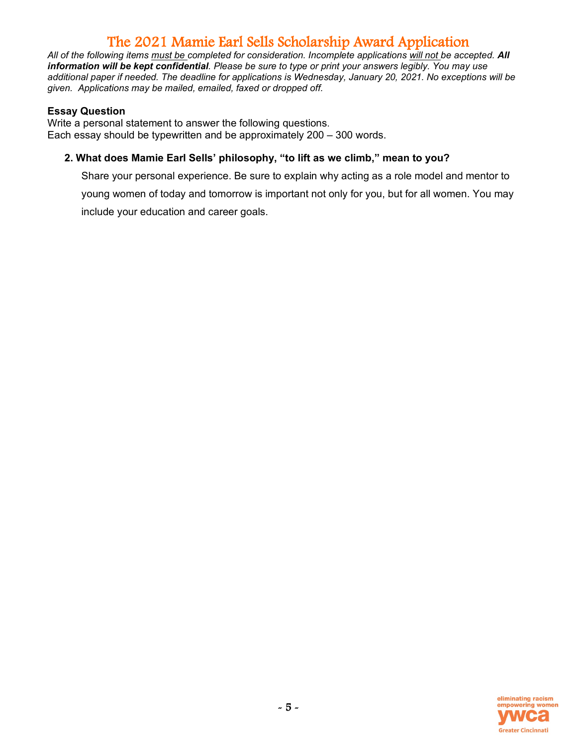# The 2021 Mamie Earl Sells Scholarship Award Application

*All of the following items must be completed for consideration. Incomplete applications will not be accepted.* ***All information will be kept confidential****. Please be sure to type or print your answers legibly. You may use additional paper if needed. The deadline for applications is Wednesday, January 20, 2021. No exceptions will be given. Applications may be mailed, emailed, faxed or dropped off.*

**Essay Question**

Write a personal statement to answer the following questions.
Each essay should be typewritten and be approximately 200 – 300 words.

**2. What does Mamie Earl Sells' philosophy, "to lift as we climb," mean to you?**

Share your personal experience. Be sure to explain why acting as a role model and mentor to young women of today and tomorrow is important not only for you, but for all women. You may include your education and career goals.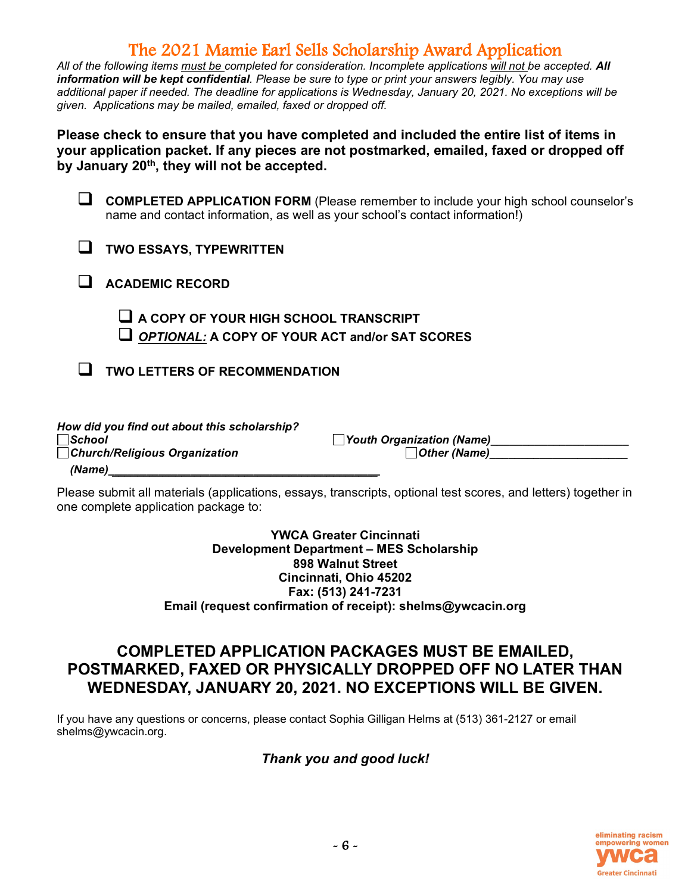# The 2021 Mamie Earl Sells Scholarship Award Application

*All of the following items* *<u>must be</u>* *completed for consideration. Incomplete applications* *<u>will not</u>* *be accepted.* ***All information will be kept confidential****. Please be sure to type or print your answers legibly. You may use additional paper if needed. The deadline for applications is Wednesday, January 20, 2021. No exceptions will be given. Applications may be mailed, emailed, faxed or dropped off.*

**Please check to ensure that you have completed and included the entire list of items in your application packet. If any pieces are not postmarked, emailed, faxed or dropped off by January 20th, they will not be accepted.**

- ☐ **COMPLETED APPLICATION FORM** (Please remember to include your high school counselor's name and contact information, as well as your school's contact information!)
- ☐ **TWO ESSAYS, TYPEWRITTEN**
- ☐ **ACADEMIC RECORD**
  - ☐ **A COPY OF YOUR HIGH SCHOOL TRANSCRIPT**
  - ☐ ***<u>OPTIONAL:</u>*** **A COPY OF YOUR ACT and/or SAT SCORES**
- ☐ **TWO LETTERS OF RECOMMENDATION**

***How did you find out about this scholarship?***

☐ ***School***

☐ ***Church/Religious Organization***

***(Name)*__________________________________________**

☐ ***Youth Organization (Name)*_____________________**

☐ ***Other (Name)*_____________________**

Please submit all materials (applications, essays, transcripts, optional test scores, and letters) together in one complete application package to:

**YWCA Greater Cincinnati**
**Development Department – MES Scholarship**
**898 Walnut Street**
**Cincinnati, Ohio 45202**
**Fax: (513) 241-7231**
**Email (request confirmation of receipt): shelms@ywcacin.org**

## COMPLETED APPLICATION PACKAGES MUST BE EMAILED, POSTMARKED, FAXED OR PHYSICALLY DROPPED OFF NO LATER THAN WEDNESDAY, JANUARY 20, 2021. NO EXCEPTIONS WILL BE GIVEN.

If you have any questions or concerns, please contact Sophia Gilligan Helms at (513) 361-2127 or email shelms@ywcacin.org.

***Thank you and good luck!***

eliminating racism
empowering women
ywca
Greater Cincinnati